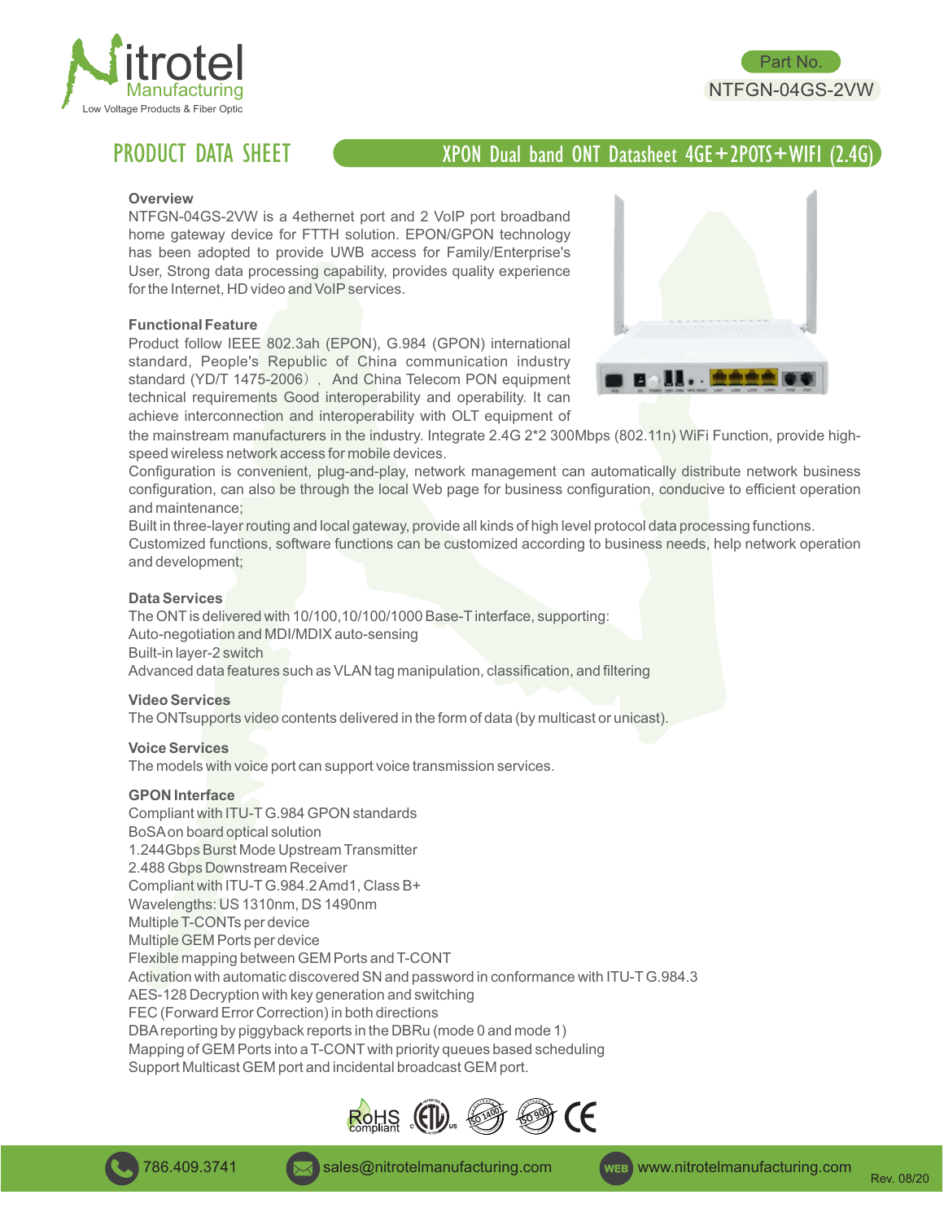Part No.
NTFGN-04GS-2VW

# PRODUCT DATA SHEET

## XPON Dual band ONT Datasheet 4GE+2POTS+WIFI (2.4G)

### Overview

NTFGN-04GS-2VW is a 4ethernet port and 2 VoIP port broadband home gateway device for FTTH solution. EPON/GPON technology has been adopted to provide UWB access for Family/Enterprise's User, Strong data processing capability, provides quality experience for the Internet, HD video and VoIP services.

### Functional Feature

Product follow IEEE 802.3ah (EPON), G.984 (GPON) international standard, People's Republic of China communication industry standard (YD/T 1475-2006）, And China Telecom PON equipment technical requirements Good interoperability and operability. It can achieve interconnection and interoperability with OLT equipment of the mainstream manufacturers in the industry. Integrate 2.4G 2*2 300Mbps (802.11n) WiFi Function, provide high-speed wireless network access for mobile devices.

Configuration is convenient, plug-and-play, network management can automatically distribute network business configuration, can also be through the local Web page for business configuration, conducive to efficient operation and maintenance;

Built in three-layer routing and local gateway, provide all kinds of high level protocol data processing functions.

Customized functions, software functions can be customized according to business needs, help network operation and development;

### Data Services

The ONT is delivered with 10/100,10/100/1000 Base-T interface, supporting:
Auto-negotiation and MDI/MDIX auto-sensing
Built-in layer-2 switch
Advanced data features such as VLAN tag manipulation, classification, and filtering

### Video Services

The ONTsupports video contents delivered in the form of data (by multicast or unicast).

### Voice Services

The models with voice port can support voice transmission services.

### GPON Interface

Compliant with ITU-T G.984 GPON standards
BoSA on board optical solution
1.244Gbps Burst Mode Upstream Transmitter
2.488 Gbps Downstream Receiver
Compliant with ITU-T G.984.2 Amd1, Class B+
Wavelengths: US 1310nm, DS 1490nm
Multiple T-CONTs per device
Multiple GEM Ports per device
Flexible mapping between GEM Ports and T-CONT
Activation with automatic discovered SN and password in conformance with ITU-T G.984.3
AES-128 Decryption with key generation and switching
FEC (Forward Error Correction) in both directions
DBA reporting by piggyback reports in the DBRu (mode 0 and mode 1)
Mapping of GEM Ports into a T-CONT with priority queues based scheduling
Support Multicast GEM port and incidental broadcast GEM port.

786.409.3741 sales@nitrotelmanufacturing.com www.nitrotelmanufacturing.com Rev. 08/20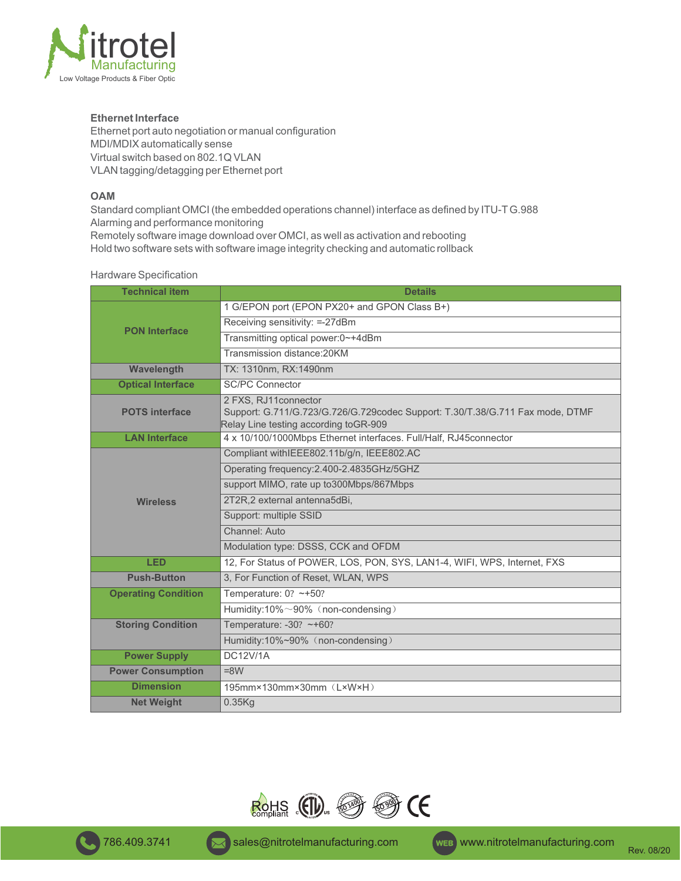### Ethernet Interface

Ethernet port auto negotiation or manual configuration
MDI/MDIX automatically sense
Virtual switch based on 802.1Q VLAN
VLAN tagging/detagging per Ethernet port

### OAM

Standard compliant OMCI (the embedded operations channel) interface as defined by ITU-T G.988
Alarming and performance monitoring
Remotely software image download over OMCI, as well as activation and rebooting
Hold two software sets with software image integrity checking and automatic rollback

Hardware Specification

| Technical item | Details |
|---|---|
| PON Interface | 1 G/EPON port (EPON PX20+ and GPON Class B+) |
| | Receiving sensitivity: =-27dBm |
| | Transmitting optical power:0~+4dBm |
| | Transmission distance:20KM |
| Wavelength | TX: 1310nm, RX:1490nm |
| Optical Interface | SC/PC Connector |
| POTS interface | 2 FXS, RJ11connector<br>Support: G.711/G.723/G.726/G.729codec Support: T.30/T.38/G.711 Fax mode, DTMF<br>Relay Line testing according toGR-909 |
| LAN Interface | 4 x 10/100/1000Mbps Ethernet interfaces. Full/Half, RJ45connector |
| Wireless | Compliant withIEEE802.11b/g/n, IEEE802.AC |
| | Operating frequency:2.400-2.4835GHz/5GHZ |
| | support MIMO, rate up to300Mbps/867Mbps |
| | 2T2R,2 external antenna5dBi, |
| | Support: multiple SSID |
| | Channel: Auto |
| | Modulation type: DSSS, CCK and OFDM |
| LED | 12, For Status of POWER, LOS, PON, SYS, LAN1-4, WIFI, WPS, Internet, FXS |
| Push-Button | 3, For Function of Reset, WLAN, WPS |
| Operating Condition | Temperature: 0? ~+50? |
| | Humidity:10%～90%（non-condensing） |
| Storing Condition | Temperature: -30? ~+60? |
| | Humidity:10%~90%（non-condensing） |
| Power Supply | DC12V/1A |
| Power Consumption | =8W |
| Dimension | 195mm×130mm×30mm（L×W×H） |
| Net Weight | 0.35Kg |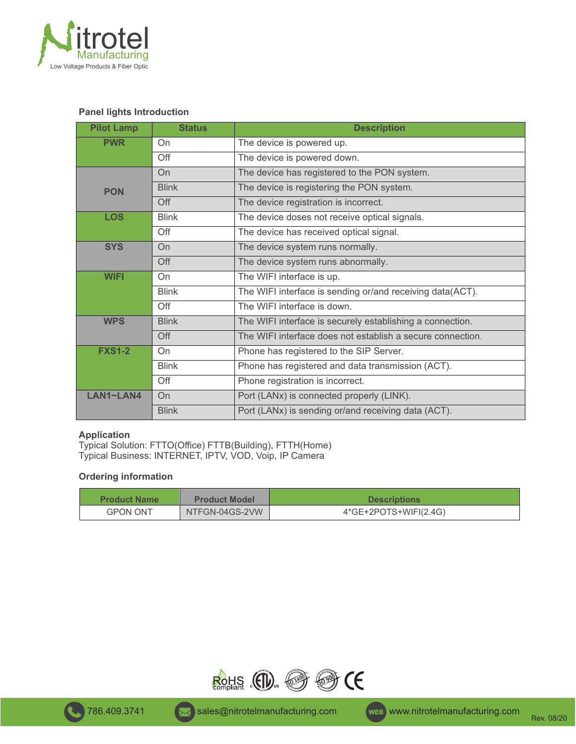### Panel lights Introduction

| Pilot Lamp | Status | Description |
|---|---|---|
| PWR | On | The device is powered up. |
| | Off | The device is powered down. |
| PON | On | The device has registered to the PON system. |
| | Blink | The device is registering the PON system. |
| | Off | The device registration is incorrect. |
| LOS | Blink | The device doses not receive optical signals. |
| | Off | The device has received optical signal. |
| SYS | On | The device system runs normally. |
| | Off | The device system runs abnormally. |
| WIFI | On | The WIFI interface is up. |
| | Blink | The WIFI interface is sending or/and receiving data(ACT). |
| | Off | The WIFI interface is down. |
| WPS | Blink | The WIFI interface is securely establishing a connection. |
| | Off | The WIFI interface does not establish a secure connection. |
| FXS1-2 | On | Phone has registered to the SIP Server. |
| | Blink | Phone has registered and data transmission (ACT). |
| | Off | Phone registration is incorrect. |
| LAN1~LAN4 | On | Port (LANx) is connected properly (LINK). |
| | Blink | Port (LANx) is sending or/and receiving data (ACT). |

### Application

Typical Solution: FTTO(Office) FTTB(Building), FTTH(Home)
Typical Business: INTERNET, IPTV, VOD, Voip, IP Camera

### Ordering information

| Product Name | Product Model | Descriptions |
|---|---|---|
| GPON ONT | NTFGN-04GS-2VW | 4*GE+2POTS+WIFI(2.4G) |